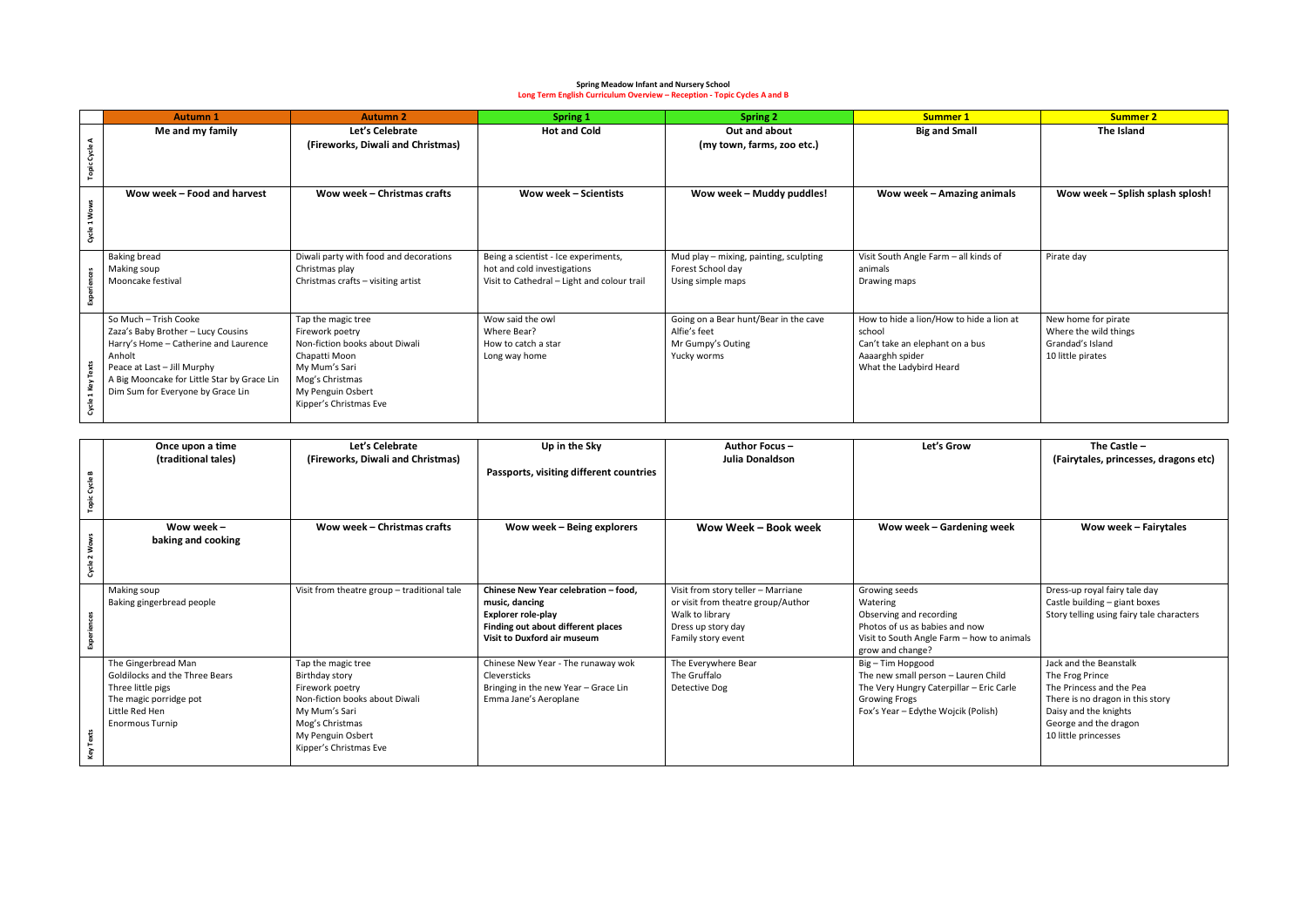**Spring Meadow Infant and Nursery School**

**Long Term English Curriculum Overview – Reception - Topic Cycles A and B**

| | Autumn 1 | Autumn 2 | Spring 1 | Spring 2 | Summer 1 | Summer 2 |
|---|---|---|---|---|---|---|
| Topic Cycle A | **Me and my family** | **Let's Celebrate (Fireworks, Diwali and Christmas)** | **Hot and Cold** | **Out and about (my town, farms, zoo etc.)** | **Big and Small** | **The Island** |
| Cycle 1 Wows | **Wow week – Food and harvest** | **Wow week – Christmas crafts** | **Wow week – Scientists** | **Wow week – Muddy puddles!** | **Wow week – Amazing animals** | **Wow week – Splish splash splosh!** |
| Experiences | Baking bread<br>Making soup<br>Mooncake festival | Diwali party with food and decorations<br>Christmas play<br>Christmas crafts – visiting artist | Being a scientist - Ice experiments, hot and cold investigations<br>Visit to Cathedral – Light and colour trail | Mud play – mixing, painting, sculpting<br>Forest School day<br>Using simple maps | Visit South Angle Farm – all kinds of animals<br>Drawing maps | Pirate day |
| Cycle 1 Key Texts | So Much – Trish Cooke<br>Zaza's Baby Brother – Lucy Cousins<br>Harry's Home – Catherine and Laurence Anholt<br>Peace at Last – Jill Murphy<br>A Big Mooncake for Little Star by Grace Lin<br>Dim Sum for Everyone by Grace Lin | Tap the magic tree<br>Firework poetry<br>Non-fiction books about Diwali<br>Chapatti Moon<br>My Mum's Sari<br>Mog's Christmas<br>My Penguin Osbert<br>Kipper's Christmas Eve | Wow said the owl<br>Where Bear?<br>How to catch a star<br>Long way home | Going on a Bear hunt/Bear in the cave<br>Alfie's feet<br>Mr Gumpy's Outing<br>Yucky worms | How to hide a lion/How to hide a lion at school<br>Can't take an elephant on a bus<br>Aaaarghh spider<br>What the Ladybird Heard | New home for pirate<br>Where the wild things<br>Grandad's Island<br>10 little pirates |

| | | | | | | |
|---|---|---|---|---|---|---|
| Topic Cycle B | **Once upon a time (traditional tales)** | **Let's Celebrate (Fireworks, Diwali and Christmas)** | **Up in the Sky**<br><br>**Passports, visiting different countries** | **Author Focus – Julia Donaldson** | **Let's Grow** | **The Castle – (Fairytales, princesses, dragons etc)** |
| Cycle 2 Wows | **Wow week – baking and cooking** | **Wow week – Christmas crafts** | **Wow week – Being explorers** | **Wow Week – Book week** | **Wow week – Gardening week** | **Wow week – Fairytales** |
| Experiences | Making soup<br>Baking gingerbread people | Visit from theatre group – traditional tale | **Chinese New Year celebration – food, music, dancing**<br>**Explorer role-play**<br>**Finding out about different places**<br>**Visit to Duxford air museum** | Visit from story teller – Marriane or visit from theatre group/Author<br>Walk to library<br>Dress up story day<br>Family story event | Growing seeds<br>Watering<br>Observing and recording<br>Photos of us as babies and now<br>Visit to South Angle Farm – how to animals grow and change? | Dress-up royal fairy tale day<br>Castle building – giant boxes<br>Story telling using fairy tale characters |
| Key Texts | The Gingerbread Man<br>Goldilocks and the Three Bears<br>Three little pigs<br>The magic porridge pot<br>Little Red Hen<br>Enormous Turnip | Tap the magic tree<br>Birthday story<br>Firework poetry<br>Non-fiction books about Diwali<br>My Mum's Sari<br>Mog's Christmas<br>My Penguin Osbert<br>Kipper's Christmas Eve | Chinese New Year - The runaway wok<br>Cleversticks<br>Bringing in the New Year – Grace Lin<br>Emma Jane's Aeroplane | The Everywhere Bear<br>The Gruffalo<br>Detective Dog | Big – Tim Hopgood<br>The new small person – Lauren Child<br>The Very Hungry Caterpillar – Eric Carle<br>Growing Frogs<br>Fox's Year – Edythe Wojcik (Polish) | Jack and the Beanstalk<br>The Frog Prince<br>The Princess and the Pea<br>There is no dragon in this story<br>Daisy and the knights<br>George and the dragon<br>10 little princesses |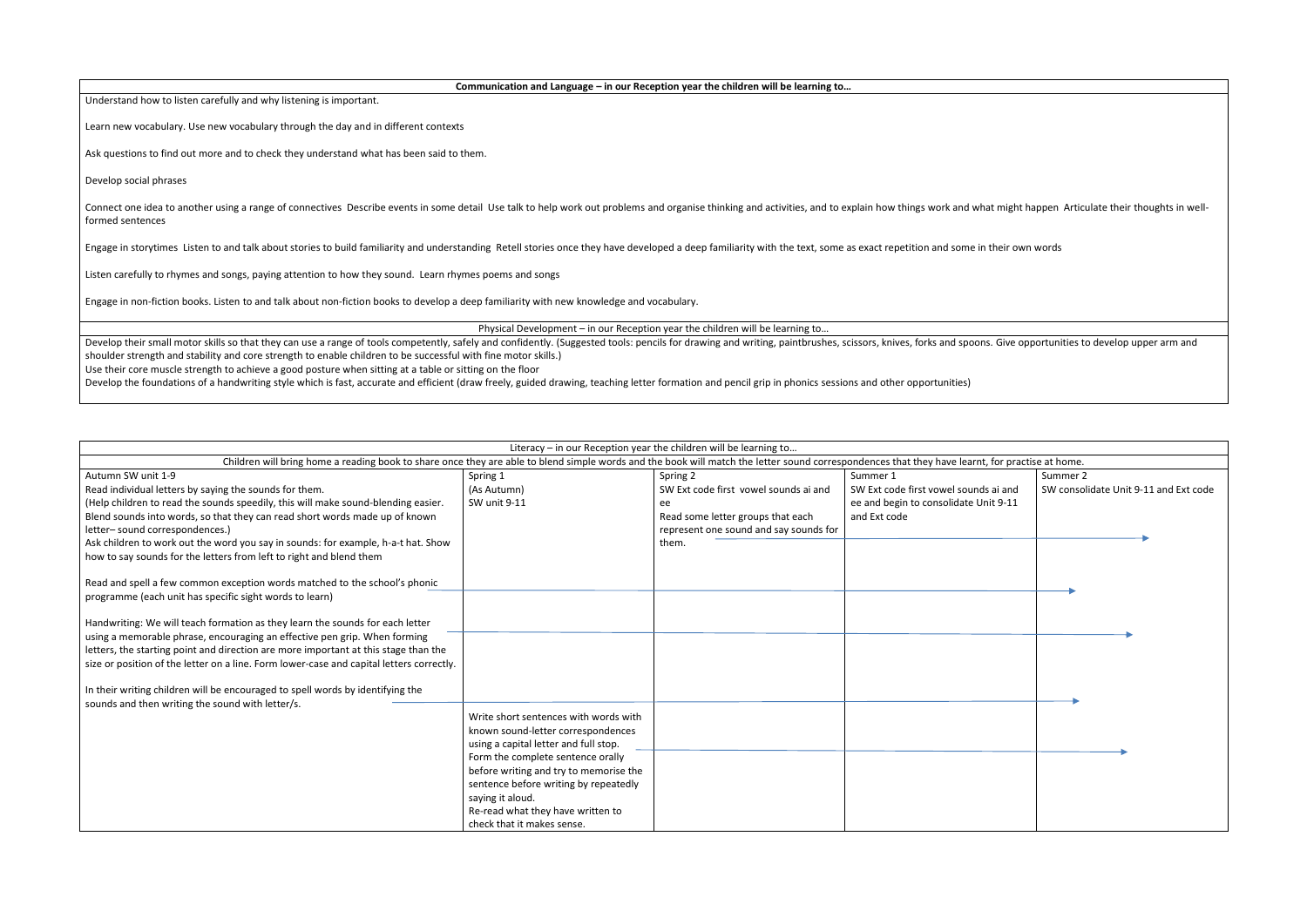**Communication and Language – in our Reception year the children will be learning to…**

Understand how to listen carefully and why listening is important.

Learn new vocabulary. Use new vocabulary through the day and in different contexts

Ask questions to find out more and to check they understand what has been said to them.

Develop social phrases

Connect one idea to another using a range of connectives Describe events in some detail Use talk to help work out problems and organise thinking and activities, and to explain how things work and what might happen Articulate their thoughts in well-formed sentences

Engage in storytimes Listen to and talk about stories to build familiarity and understanding Retell stories once they have developed a deep familiarity with the text, some as exact repetition and some in their own words

Listen carefully to rhymes and songs, paying attention to how they sound. Learn rhymes poems and songs

Engage in non-fiction books. Listen to and talk about non-fiction books to develop a deep familiarity with new knowledge and vocabulary.

Physical Development – in our Reception year the children will be learning to…

Develop their small motor skills so that they can use a range of tools competently, safely and confidently. (Suggested tools: pencils for drawing and writing, paintbrushes, scissors, knives, forks and spoons. Give opportunities to develop upper arm and shoulder strength and stability and core strength to enable children to be successful with fine motor skills.)
Use their core muscle strength to achieve a good posture when sitting at a table or sitting on the floor
Develop the foundations of a handwriting style which is fast, accurate and efficient (draw freely, guided drawing, teaching letter formation and pencil grip in phonics sessions and other opportunities)

Literacy – in our Reception year the children will be learning to…

Children will bring home a reading book to share once they are able to blend simple words and the book will match the letter sound correspondences that they have learnt, for practise at home.

| Autumn SW unit 1-9 | Spring 1 | Spring 2 | Summer 1 | Summer 2 |
|---|---|---|---|---|
| Read individual letters by saying the sounds for them.<br>(Help children to read the sounds speedily, this will make sound-blending easier.<br>Blend sounds into words, so that they can read short words made up of known letter– sound correspondences.)<br>Ask children to work out the word you say in sounds: for example, h-a-t hat. Show how to say sounds for the letters from left to right and blend them | (As Autumn)<br>SW unit 9-11 | SW Ext code first vowel sounds ai and ee<br>Read some letter groups that each represent one sound and say sounds for them. → | SW Ext code first vowel sounds ai and ee and begin to consolidate Unit 9-11 and Ext code → | SW consolidate Unit 9-11 and Ext code → |
| Read and spell a few common exception words matched to the school's phonic programme (each unit has specific sight words to learn) → | → | → | → | → |
| Handwriting: We will teach formation as they learn the sounds for each letter using a memorable phrase, encouraging an effective pen grip. When forming letters, the starting point and direction are more important at this stage than the size or position of the letter on a line. Form lower-case and capital letters correctly. → | → | → | → | → |
| In their writing children will be encouraged to spell words by identifying the sounds and then writing the sound with letter/s. → | → | → | → | → |
| | Write short sentences with words with known sound-letter correspondences using a capital letter and full stop.<br>Form the complete sentence orally before writing and try to memorise the sentence before writing by repeatedly saying it aloud.<br>Re-read what they have written to check that it makes sense. → | → | → | → |